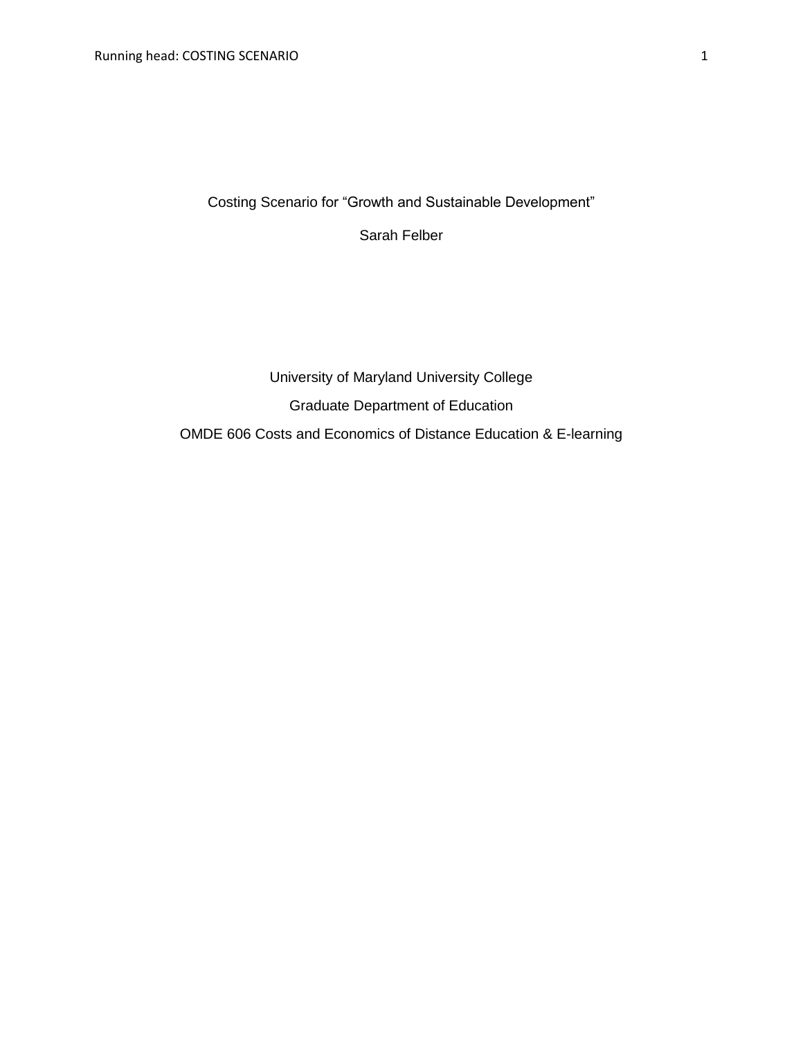Costing Scenario for “Growth and Sustainable Development”

Sarah Felber

University of Maryland University College

Graduate Department of Education

OMDE 606 Costs and Economics of Distance Education & E-learning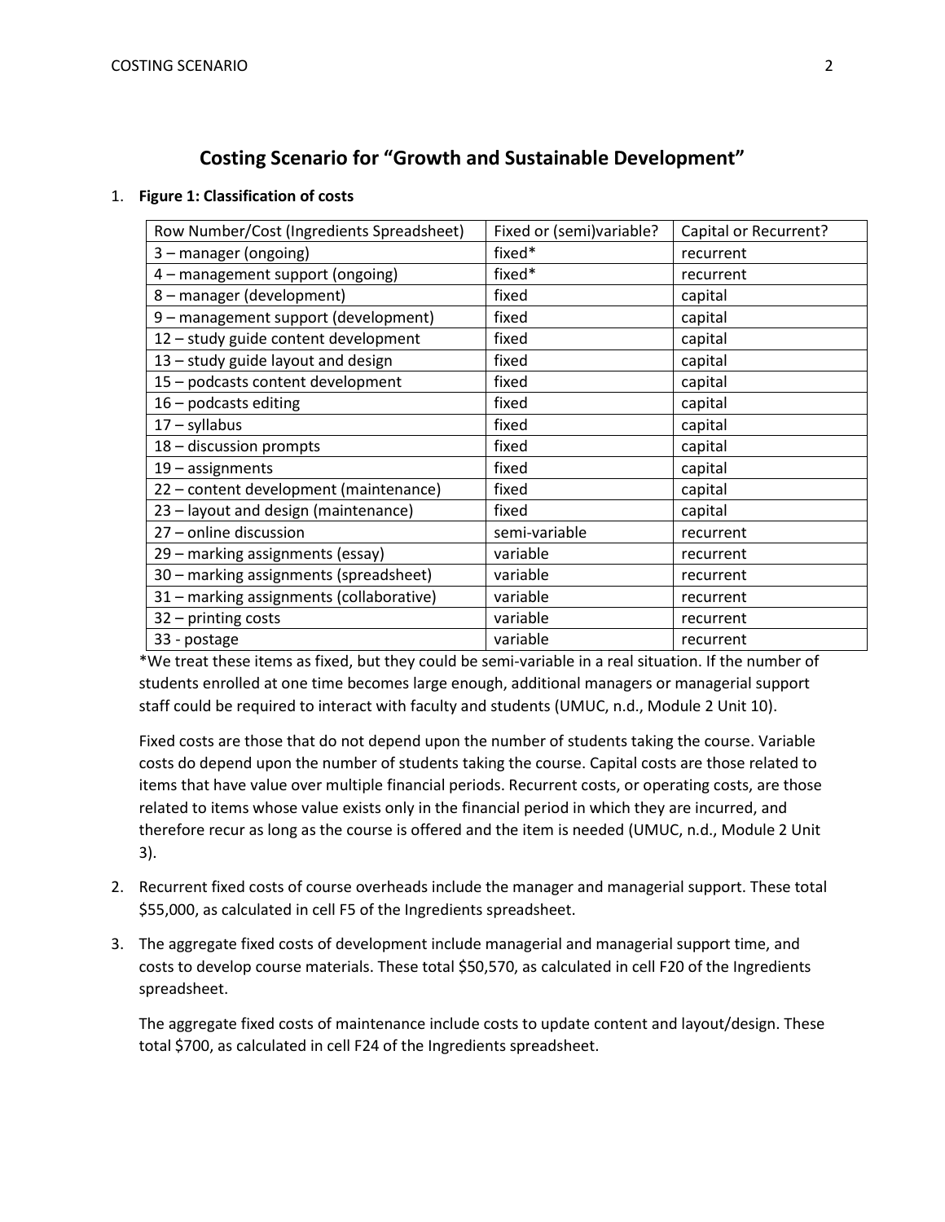## Costing Scenario for "Growth and Sustainable Development"

1. **Figure 1: Classification of costs**

| Row Number/Cost (Ingredients Spreadsheet) | Fixed or (semi)variable? | Capital or Recurrent? |
|---|---|---|
| 3 – manager (ongoing) | fixed* | recurrent |
| 4 – management support (ongoing) | fixed* | recurrent |
| 8 – manager (development) | fixed | capital |
| 9 – management support (development) | fixed | capital |
| 12 – study guide content development | fixed | capital |
| 13 – study guide layout and design | fixed | capital |
| 15 – podcasts content development | fixed | capital |
| 16 – podcasts editing | fixed | capital |
| 17 – syllabus | fixed | capital |
| 18 – discussion prompts | fixed | capital |
| 19 – assignments | fixed | capital |
| 22 – content development (maintenance) | fixed | capital |
| 23 – layout and design (maintenance) | fixed | capital |
| 27 – online discussion | semi-variable | recurrent |
| 29 – marking assignments (essay) | variable | recurrent |
| 30 – marking assignments (spreadsheet) | variable | recurrent |
| 31 – marking assignments (collaborative) | variable | recurrent |
| 32 – printing costs | variable | recurrent |
| 33 - postage | variable | recurrent |

*We treat these items as fixed, but they could be semi-variable in a real situation. If the number of students enrolled at one time becomes large enough, additional managers or managerial support staff could be required to interact with faculty and students (UMUC, n.d., Module 2 Unit 10).

   Fixed costs are those that do not depend upon the number of students taking the course. Variable costs do depend upon the number of students taking the course. Capital costs are those related to items that have value over multiple financial periods. Recurrent costs, or operating costs, are those related to items whose value exists only in the financial period in which they are incurred, and therefore recur as long as the course is offered and the item is needed (UMUC, n.d., Module 2 Unit 3).

2. Recurrent fixed costs of course overheads include the manager and managerial support. These total $55,000, as calculated in cell F5 of the Ingredients spreadsheet.

3. The aggregate fixed costs of development include managerial and managerial support time, and costs to develop course materials. These total $50,570, as calculated in cell F20 of the Ingredients spreadsheet.

   The aggregate fixed costs of maintenance include costs to update content and layout/design. These total $700, as calculated in cell F24 of the Ingredients spreadsheet.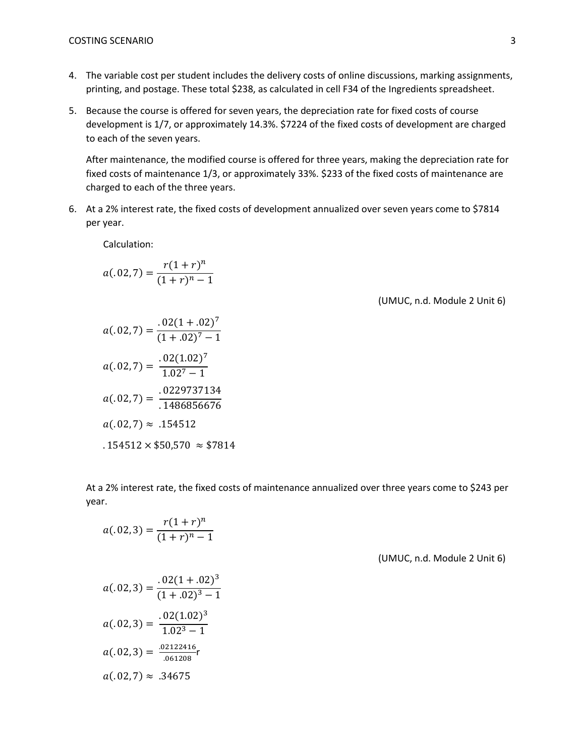4. The variable cost per student includes the delivery costs of online discussions, marking assignments, printing, and postage. These total $238, as calculated in cell F34 of the Ingredients spreadsheet.

5. Because the course is offered for seven years, the depreciation rate for fixed costs of course development is 1/7, or approximately 14.3%. $7224 of the fixed costs of development are charged to each of the seven years.

   After maintenance, the modified course is offered for three years, making the depreciation rate for fixed costs of maintenance 1/3, or approximately 33%. $233 of the fixed costs of maintenance are charged to each of the three years.

6. At a 2% interest rate, the fixed costs of development annualized over seven years come to $7814 per year.

   Calculation:

   $$a(.02, 7) = \frac{r(1+r)^n}{(1+r)^n - 1}$$

   (UMUC, n.d. Module 2 Unit 6)

   $$a(.02, 7) = \frac{.02(1+.02)^7}{(1+.02)^7 - 1}$$

   $$a(.02, 7) = \frac{.02(1.02)^7}{1.02^7 - 1}$$

   $$a(.02, 7) = \frac{.0229737134}{.1486856676}$$

   $$a(.02, 7) \approx .154512$$

   $$.154512 \times \$50{,}570 \approx \$7814$$

   At a 2% interest rate, the fixed costs of maintenance annualized over three years come to $243 per year.

   $$a(.02, 3) = \frac{r(1+r)^n}{(1+r)^n - 1}$$

   (UMUC, n.d. Module 2 Unit 6)

   $$a(.02, 3) = \frac{.02(1+.02)^3}{(1+.02)^3 - 1}$$

   $$a(.02, 3) = \frac{.02(1.02)^3}{1.02^3 - 1}$$

   $$a(.02, 3) = \frac{.02122416}{.061208}\text{r}$$

   $$a(.02, 7) \approx .34675$$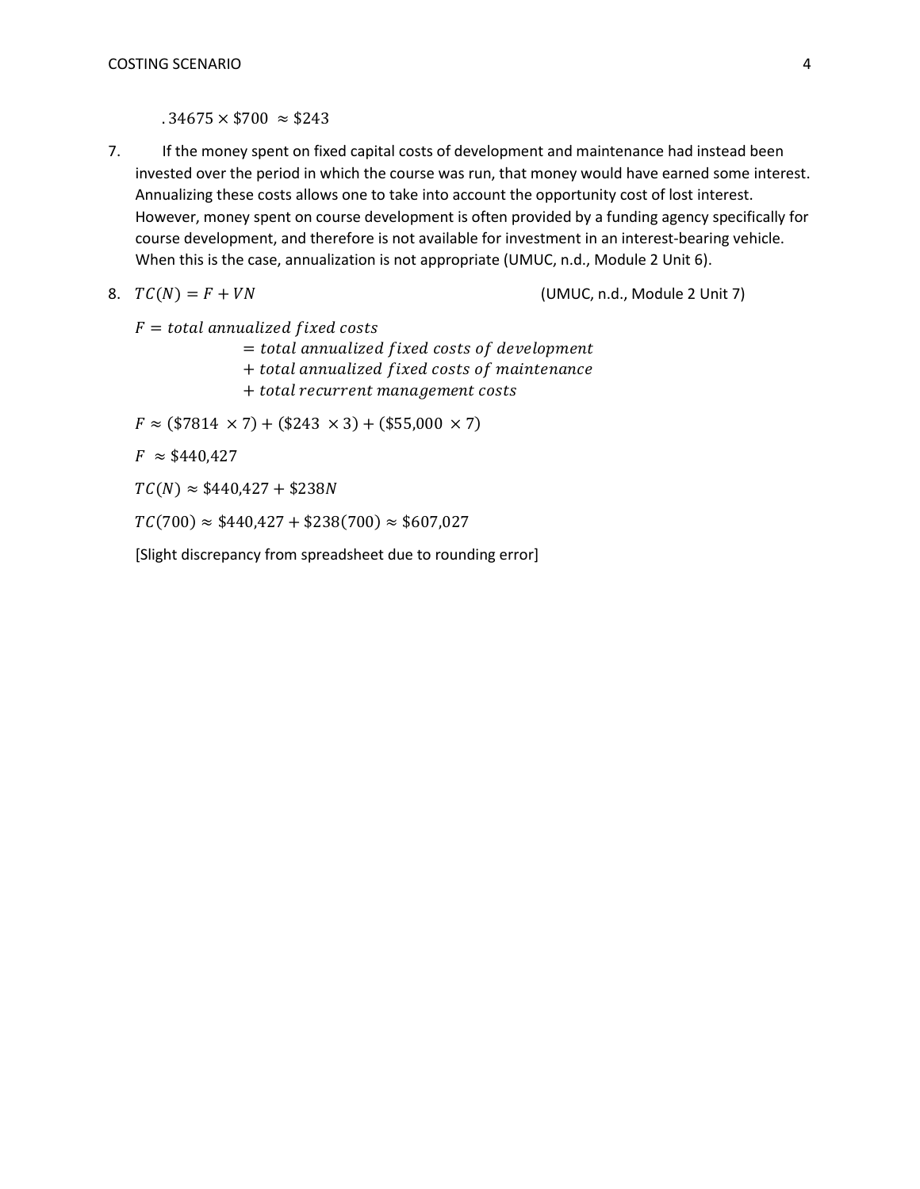$$.34675 \times \$700 \approx \$243$$

7. If the money spent on fixed capital costs of development and maintenance had instead been invested over the period in which the course was run, that money would have earned some interest. Annualizing these costs allows one to take into account the opportunity cost of lost interest. However, money spent on course development is often provided by a funding agency specifically for course development, and therefore is not available for investment in an interest-bearing vehicle. When this is the case, annualization is not appropriate (UMUC, n.d., Module 2 Unit 6).

8. $TC(N) = F + VN$ (UMUC, n.d., Module 2 Unit 7)

$$\begin{aligned} F &= total\ annualized\ fixed\ costs \\ &= total\ annualized\ fixed\ costs\ of\ development \\ &+ total\ annualized\ fixed\ costs\ of\ maintenance \\ &+ total\ recurrent\ management\ costs \end{aligned}$$

$$F \approx (\$7814 \times 7) + (\$243 \times 3) + (\$55{,}000 \times 7)$$

$$F \approx \$440{,}427$$

$$TC(N) \approx \$440{,}427 + \$238N$$

$$TC(700) \approx \$440{,}427 + \$238(700) \approx \$607{,}027$$

[Slight discrepancy from spreadsheet due to rounding error]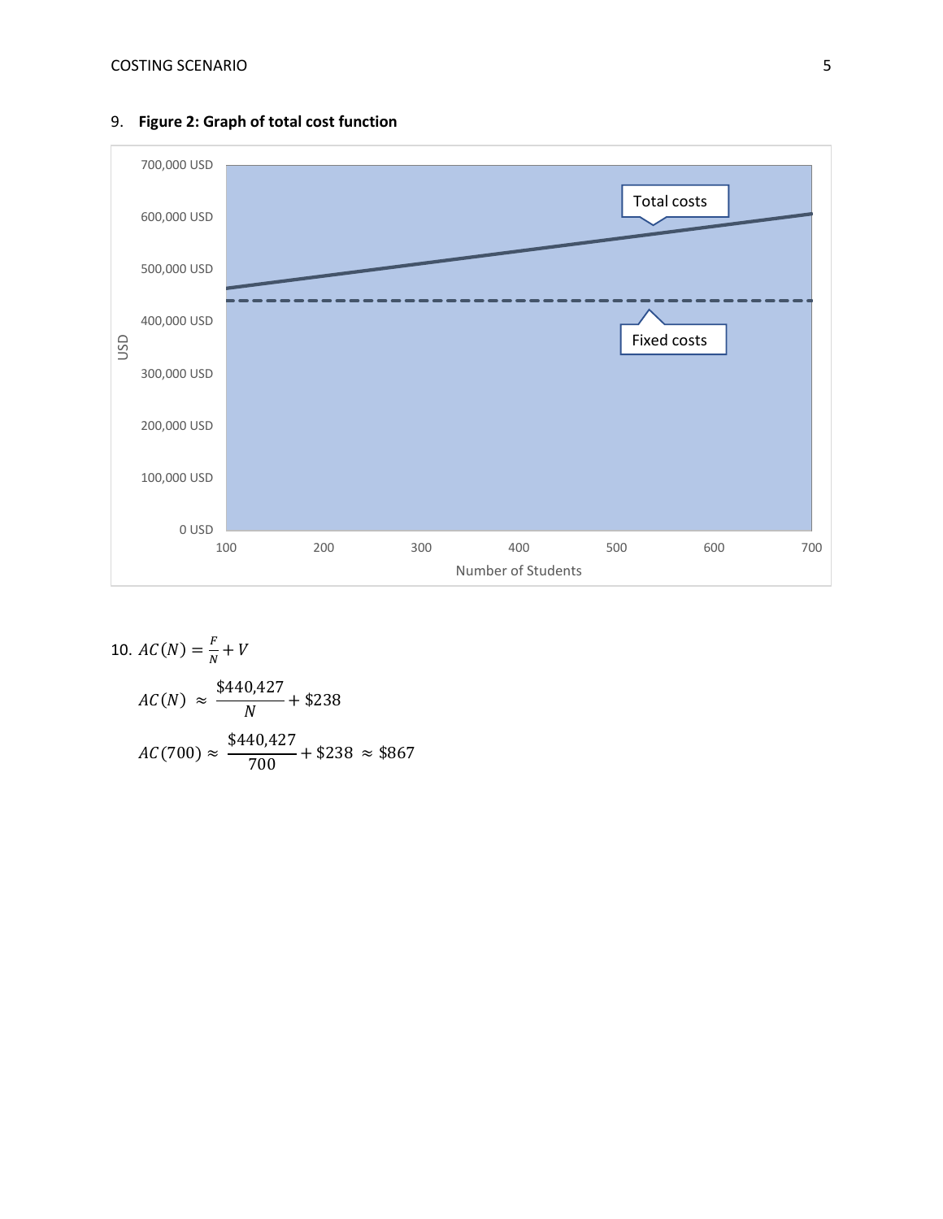9. **Figure 2: Graph of total cost function**

10. $AC(N) = \frac{F}{N} + V$

$$AC(N) \approx \frac{\$440{,}427}{N} + \$238$$

$$AC(700) \approx \frac{\$440{,}427}{700} + \$238 \approx \$867$$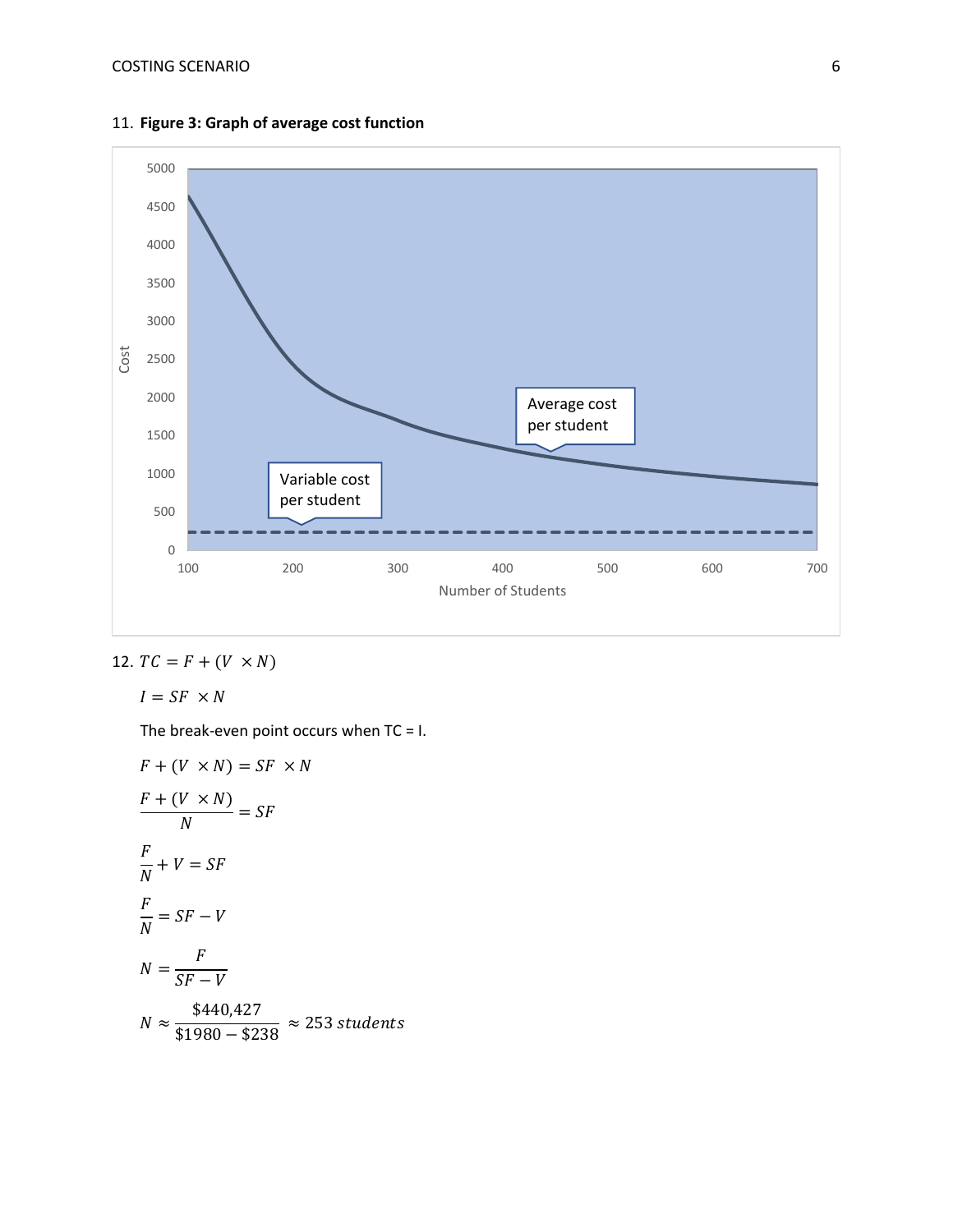11. **Figure 3: Graph of average cost function**

12. $TC = F + (V \times N)$

    $I = SF \times N$

    The break-even point occurs when TC = I.

$$F + (V \times N) = SF \times N$$

$$\frac{F + (V \times N)}{N} = SF$$

$$\frac{F}{N} + V = SF$$

$$\frac{F}{N} = SF - V$$

$$N = \frac{F}{SF - V}$$

$$N \approx \frac{\$440{,}427}{\$1980 - \$238} \approx 253\ students$$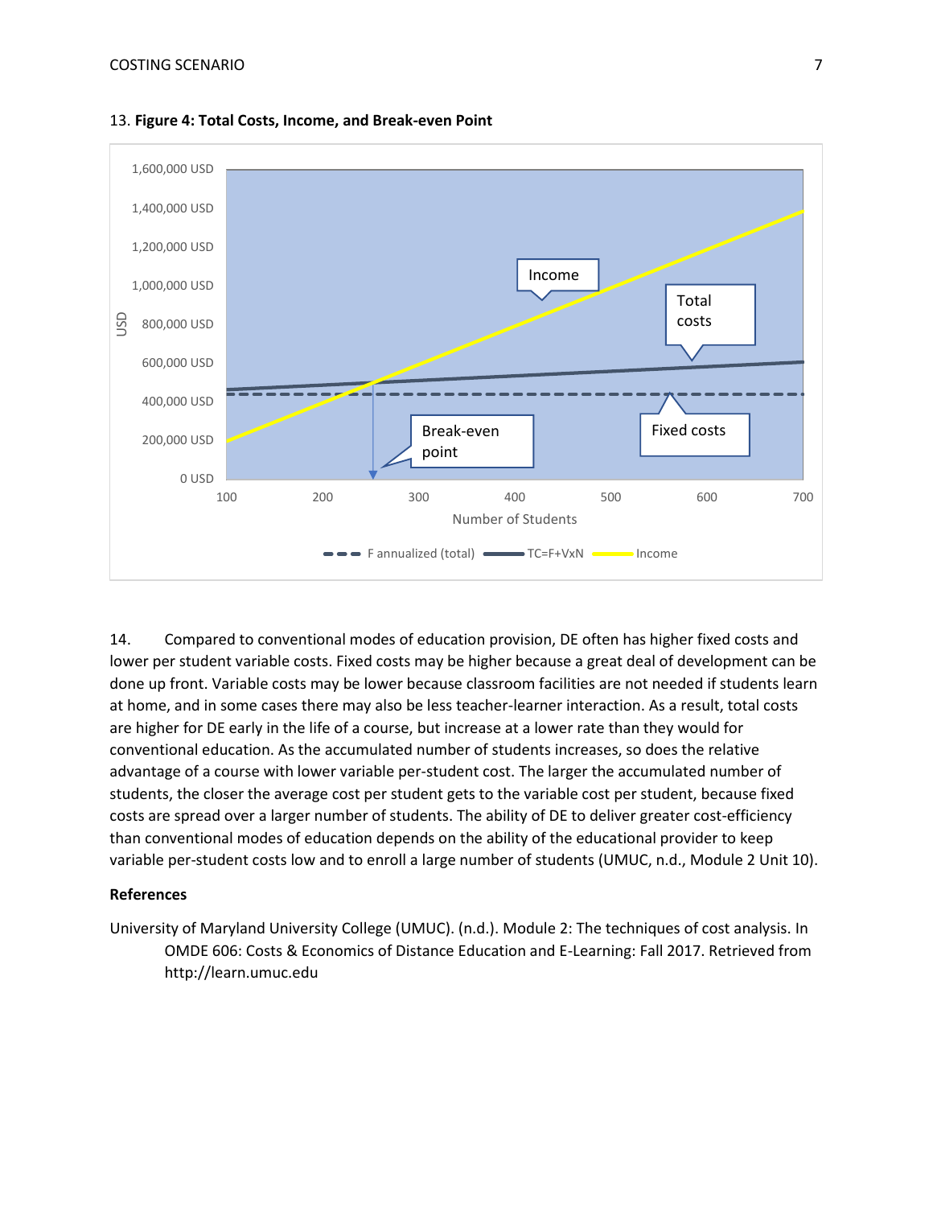13. **Figure 4: Total Costs, Income, and Break-even Point**

1,600,000 USD
1,400,000 USD
1,200,000 USD
1,000,000 USD
800,000 USD
600,000 USD
400,000 USD
200,000 USD
0 USD

USD

100 200 300 400 500 600 700

Number of Students

Income

Total costs

Fixed costs

Break-even point

F annualized (total) TC=F+VxN Income

14. Compared to conventional modes of education provision, DE often has higher fixed costs and lower per student variable costs. Fixed costs may be higher because a great deal of development can be done up front. Variable costs may be lower because classroom facilities are not needed if students learn at home, and in some cases there may also be less teacher-learner interaction. As a result, total costs are higher for DE early in the life of a course, but increase at a lower rate than they would for conventional education. As the accumulated number of students increases, so does the relative advantage of a course with lower variable per-student cost. The larger the accumulated number of students, the closer the average cost per student gets to the variable cost per student, because fixed costs are spread over a larger number of students. The ability of DE to deliver greater cost-efficiency than conventional modes of education depends on the ability of the educational provider to keep variable per-student costs low and to enroll a large number of students (UMUC, n.d., Module 2 Unit 10).

**References**

University of Maryland University College (UMUC). (n.d.). Module 2: The techniques of cost analysis. In OMDE 606: Costs & Economics of Distance Education and E-Learning: Fall 2017. Retrieved from http://learn.umuc.edu